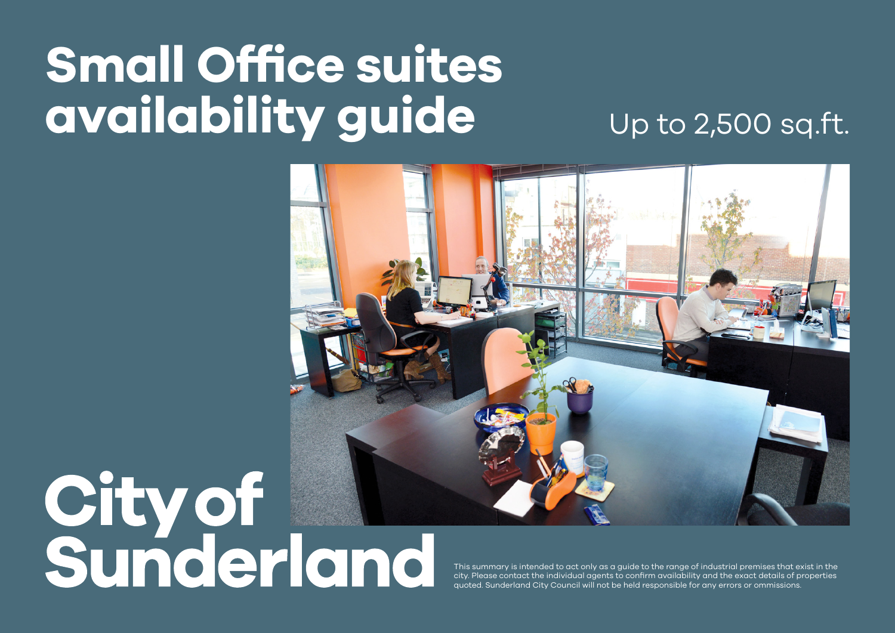# Small Office suites availability guide

Up to 2,500 sq.ft.

**City of Sunderland**

This summary is intended to act only as a guide to the range of industrial premises that exist in the city. Please contact the individual agents to confirm availability and the exact details of properties quoted. Sunderland City Council will not be held responsible for any errors or ommissions.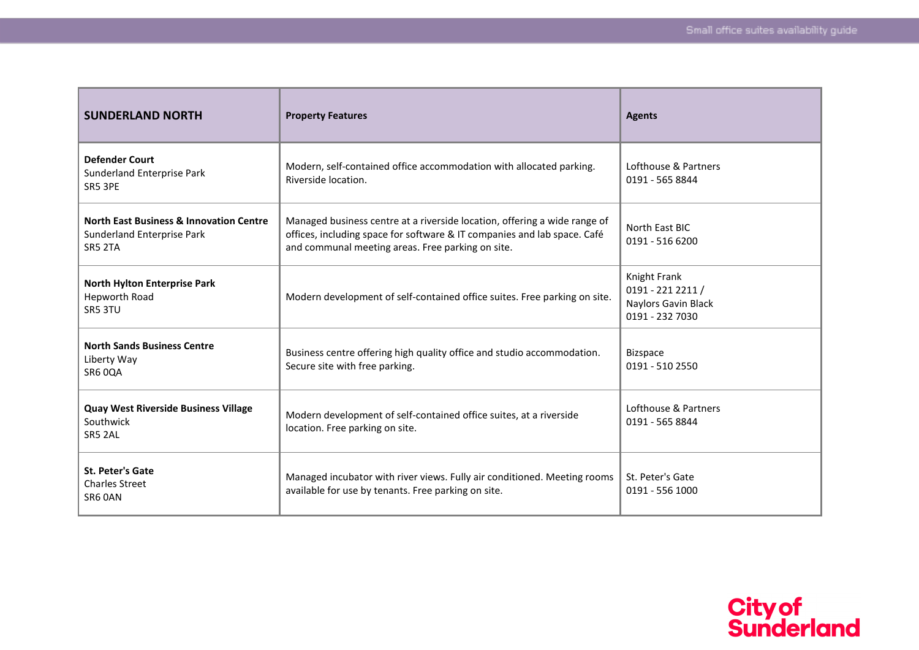| SUNDERLAND NORTH | Property Features | Agents |
|---|---|---|
| **Defender Court**<br>Sunderland Enterprise Park<br>SR5 3PE | Modern, self-contained office accommodation with allocated parking. Riverside location. | Lofthouse & Partners<br>0191 - 565 8844 |
| **North East Business & Innovation Centre**<br>Sunderland Enterprise Park<br>SR5 2TA | Managed business centre at a riverside location, offering a wide range of offices, including space for software & IT companies and lab space. Café and communal meeting areas. Free parking on site. | North East BIC<br>0191 - 516 6200 |
| **North Hylton Enterprise Park**<br>Hepworth Road<br>SR5 3TU | Modern development of self-contained office suites. Free parking on site. | Knight Frank<br>0191 - 221 2211 /<br>Naylors Gavin Black<br>0191 - 232 7030 |
| **North Sands Business Centre**<br>Liberty Way<br>SR6 0QA | Business centre offering high quality office and studio accommodation. Secure site with free parking. | Bizspace<br>0191 - 510 2550 |
| **Quay West Riverside Business Village**<br>Southwick<br>SR5 2AL | Modern development of self-contained office suites, at a riverside location. Free parking on site. | Lofthouse & Partners<br>0191 - 565 8844 |
| **St. Peter's Gate**<br>Charles Street<br>SR6 0AN | Managed incubator with river views. Fully air conditioned. Meeting rooms available for use by tenants. Free parking on site. | St. Peter's Gate<br>0191 - 556 1000 |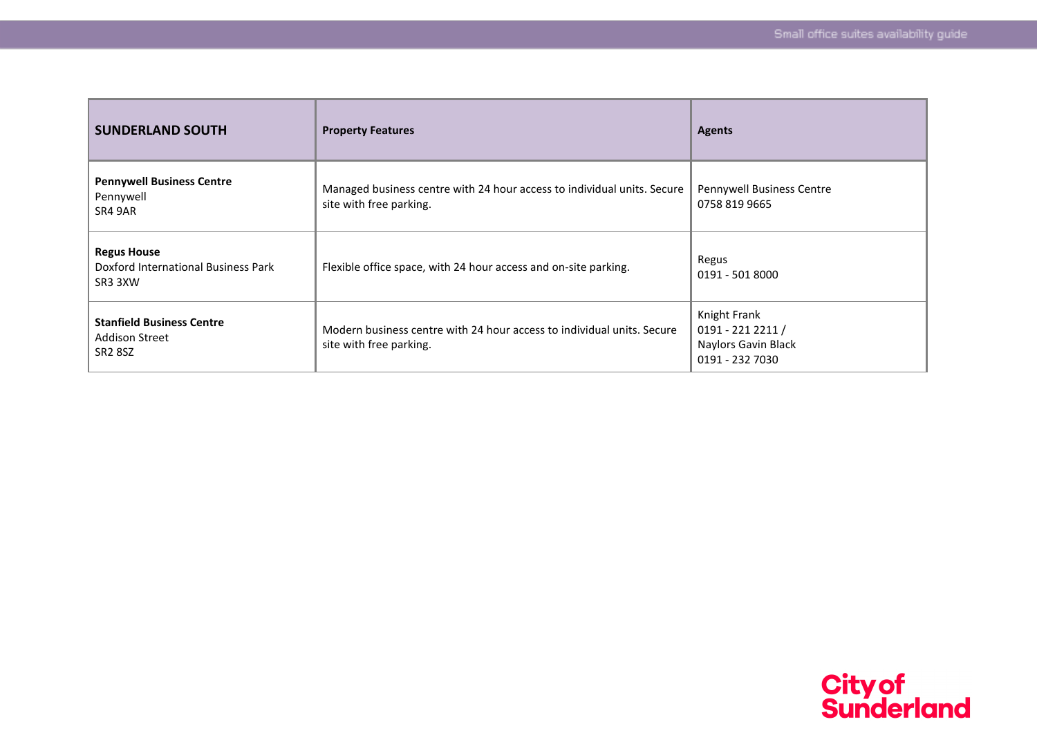| SUNDERLAND SOUTH | Property Features | Agents |
| --- | --- | --- |
| **Pennywell Business Centre**<br>Pennywell<br>SR4 9AR | Managed business centre with 24 hour access to individual units. Secure site with free parking. | Pennywell Business Centre<br>0758 819 9665 |
| **Regus House**<br>Doxford International Business Park<br>SR3 3XW | Flexible office space, with 24 hour access and on-site parking. | Regus<br>0191 - 501 8000 |
| **Stanfield Business Centre**<br>Addison Street<br>SR2 8SZ | Modern business centre with 24 hour access to individual units. Secure site with free parking. | Knight Frank<br>0191 - 221 2211 /<br>Naylors Gavin Black<br>0191 - 232 7030 |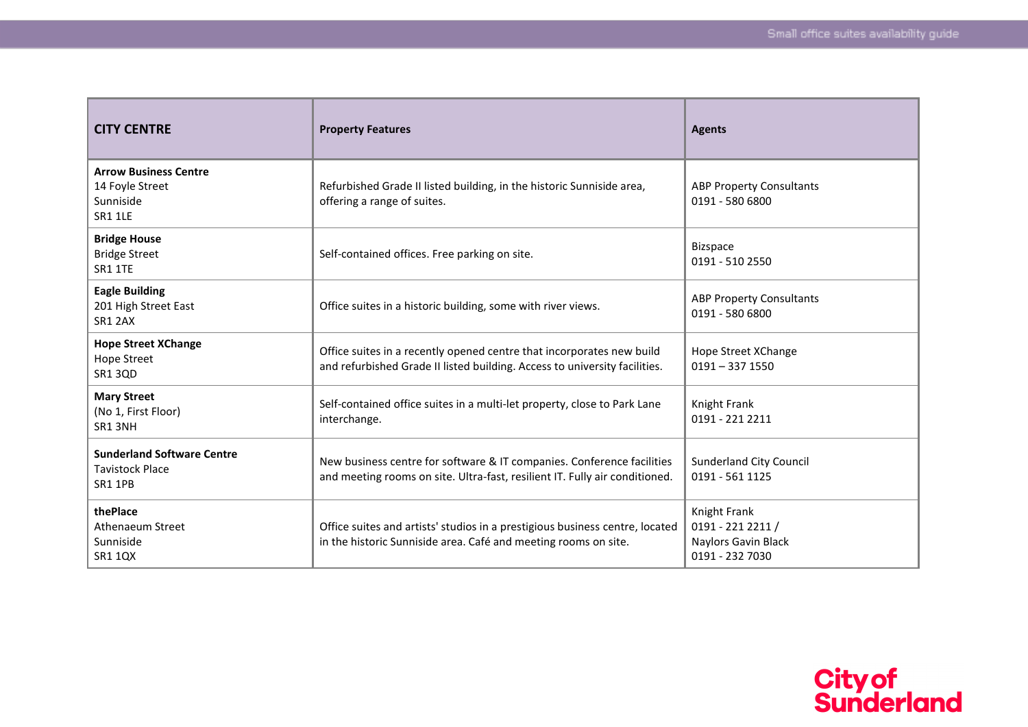| **CITY CENTRE** | **Property Features** | **Agents** |
|---|---|---|
| **Arrow Business Centre**<br>14 Foyle Street<br>Sunniside<br>SR1 1LE | Refurbished Grade II listed building, in the historic Sunniside area, offering a range of suites. | ABP Property Consultants<br>0191 - 580 6800 |
| **Bridge House**<br>Bridge Street<br>SR1 1TE | Self-contained offices. Free parking on site. | Bizspace<br>0191 - 510 2550 |
| **Eagle Building**<br>201 High Street East<br>SR1 2AX | Office suites in a historic building, some with river views. | ABP Property Consultants<br>0191 - 580 6800 |
| **Hope Street XChange**<br>Hope Street<br>SR1 3QD | Office suites in a recently opened centre that incorporates new build and refurbished Grade II listed building. Access to university facilities. | Hope Street XChange<br>0191 – 337 1550 |
| **Mary Street**<br>(No 1, First Floor)<br>SR1 3NH | Self-contained office suites in a multi-let property, close to Park Lane interchange. | Knight Frank<br>0191 - 221 2211 |
| **Sunderland Software Centre**<br>Tavistock Place<br>SR1 1PB | New business centre for software & IT companies. Conference facilities and meeting rooms on site. Ultra-fast, resilient IT. Fully air conditioned. | Sunderland City Council<br>0191 - 561 1125 |
| **thePlace**<br>Athenaeum Street<br>Sunniside<br>SR1 1QX | Office suites and artists' studios in a prestigious business centre, located in the historic Sunniside area. Café and meeting rooms on site. | Knight Frank<br>0191 - 221 2211 /<br>Naylors Gavin Black<br>0191 - 232 7030 |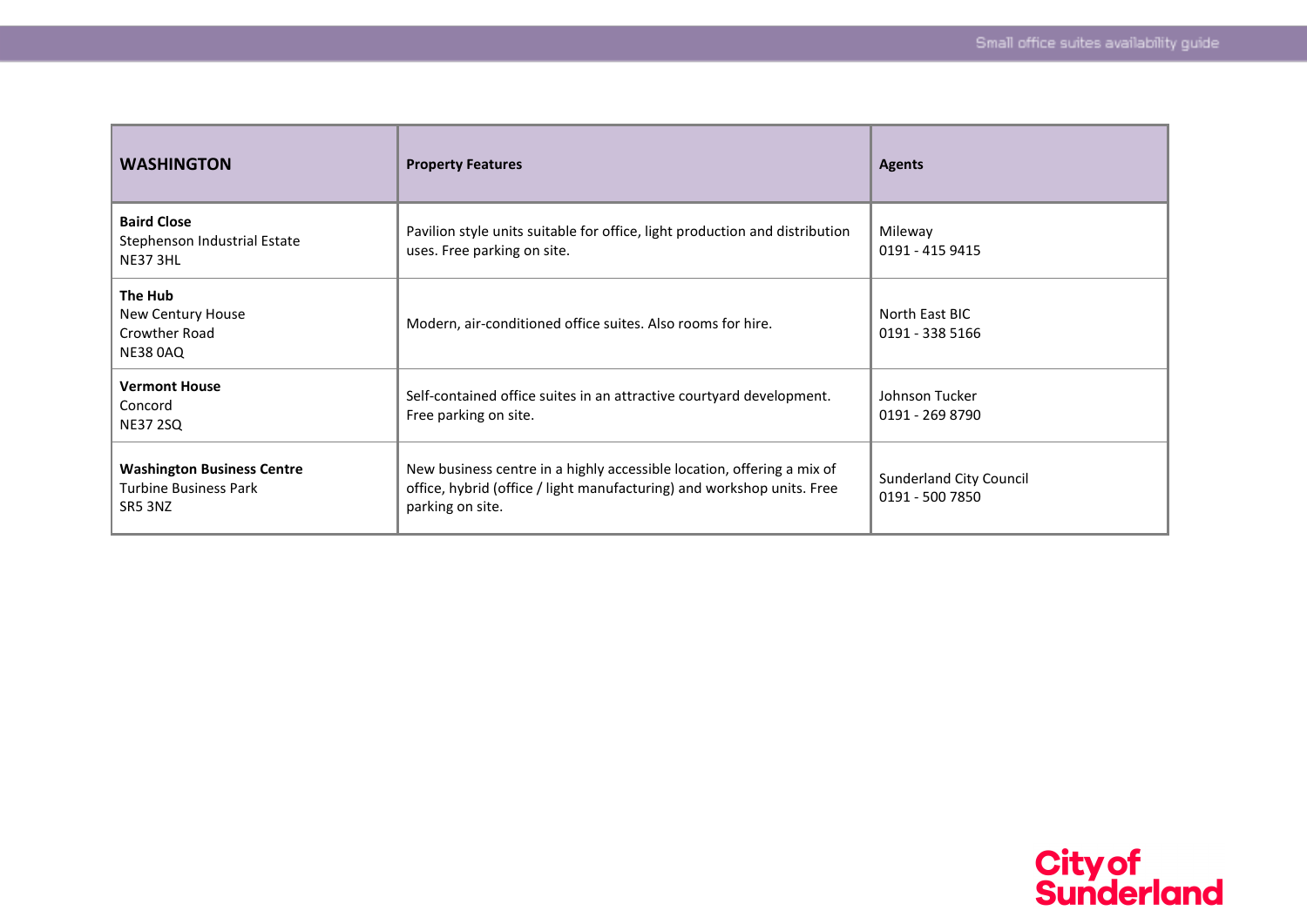| WASHINGTON | Property Features | Agents |
|---|---|---|
| **Baird Close**<br>Stephenson Industrial Estate<br>NE37 3HL | Pavilion style units suitable for office, light production and distribution uses. Free parking on site. | Mileway<br>0191 - 415 9415 |
| **The Hub**<br>New Century House<br>Crowther Road<br>NE38 0AQ | Modern, air-conditioned office suites. Also rooms for hire. | North East BIC<br>0191 - 338 5166 |
| **Vermont House**<br>Concord<br>NE37 2SQ | Self-contained office suites in an attractive courtyard development. Free parking on site. | Johnson Tucker<br>0191 - 269 8790 |
| **Washington Business Centre**<br>Turbine Business Park<br>SR5 3NZ | New business centre in a highly accessible location, offering a mix of office, hybrid (office / light manufacturing) and workshop units. Free parking on site. | Sunderland City Council<br>0191 - 500 7850 |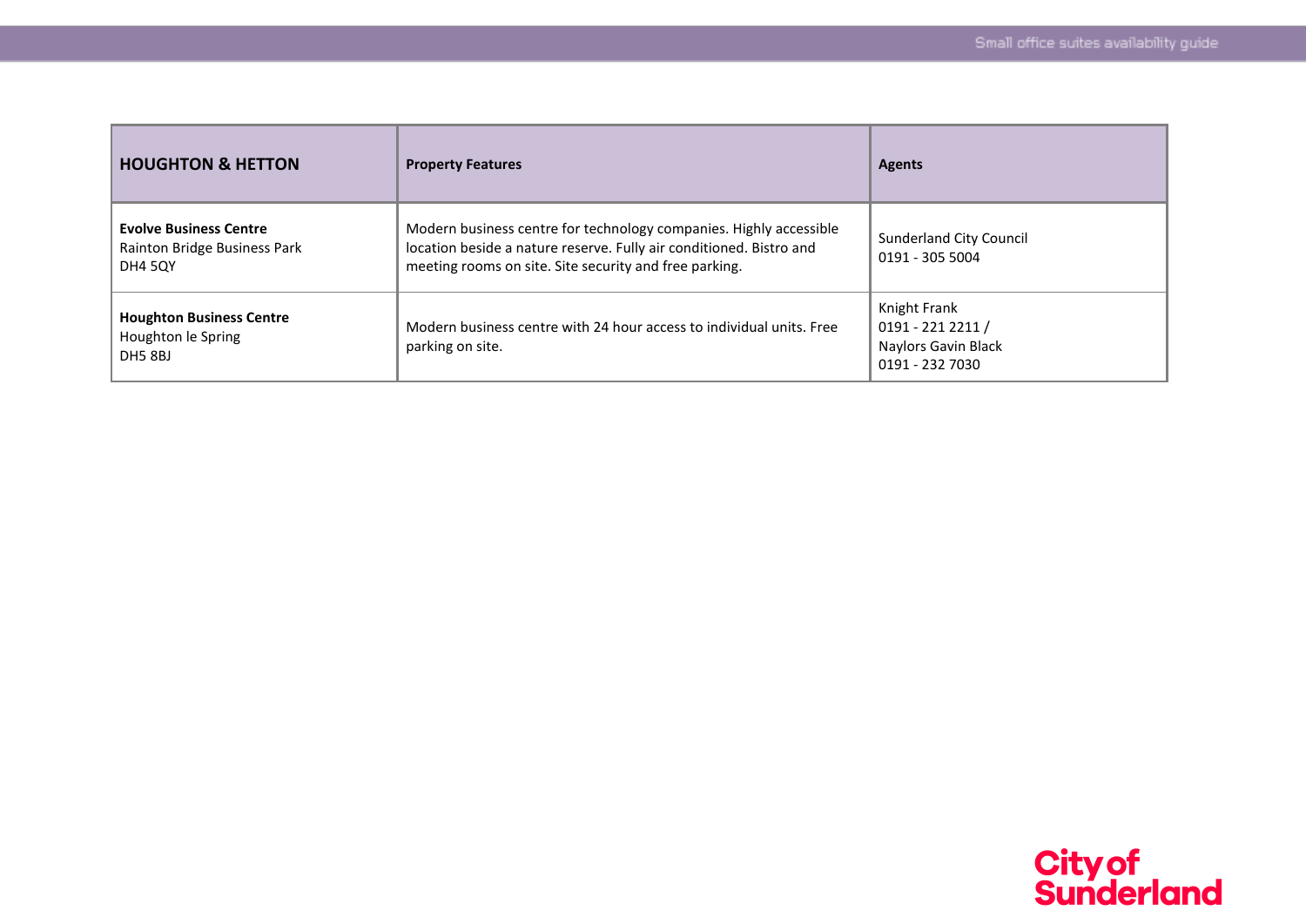| **HOUGHTON & HETTON** | **Property Features** | **Agents** |
|---|---|---|
| **Evolve Business Centre**<br>Rainton Bridge Business Park<br>DH4 5QY | Modern business centre for technology companies. Highly accessible location beside a nature reserve. Fully air conditioned. Bistro and meeting rooms on site. Site security and free parking. | Sunderland City Council<br>0191 - 305 5004 |
| **Houghton Business Centre**<br>Houghton le Spring<br>DH5 8BJ | Modern business centre with 24 hour access to individual units. Free parking on site. | Knight Frank<br>0191 - 221 2211 /<br>Naylors Gavin Black<br>0191 - 232 7030 |

City of Sunderland